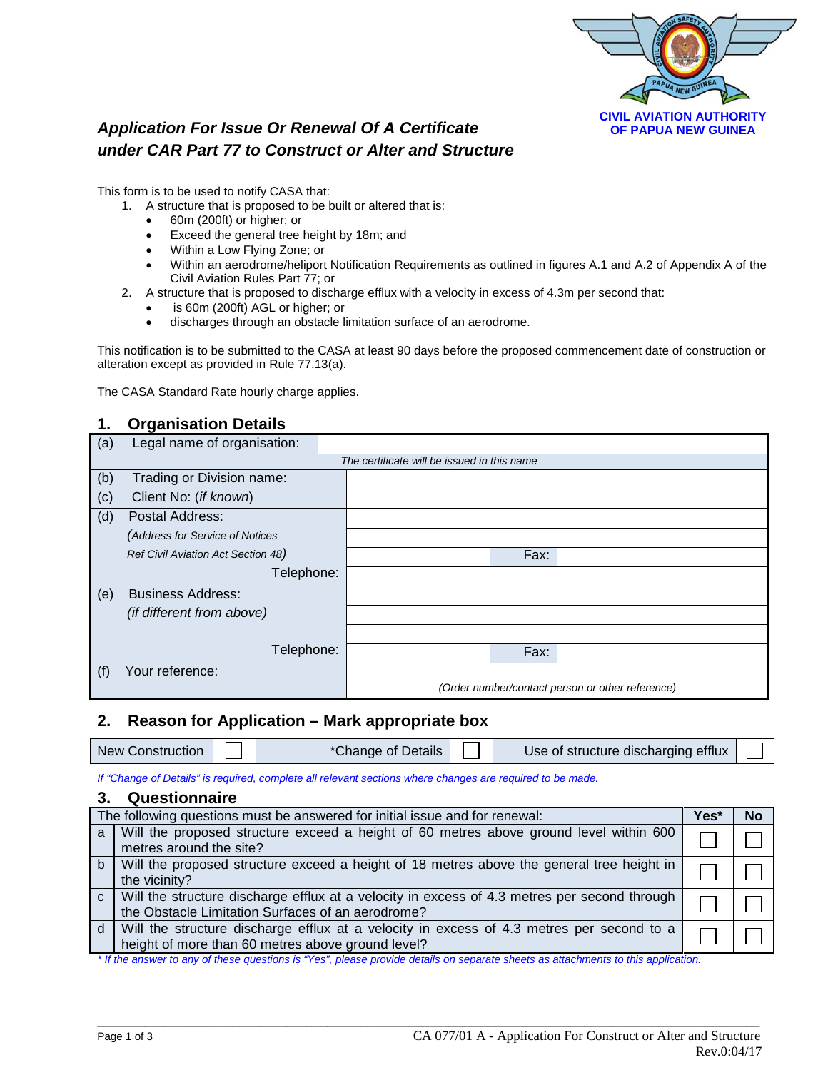CIVIL AVIATION AUTHORITY
OF PAPUA NEW GUINEA

# *Application For Issue Or Renewal Of A Certificate under CAR Part 77 to Construct or Alter and Structure*

This form is to be used to notify CASA that:

1. A structure that is proposed to be built or altered that is:
   - 60m (200ft) or higher; or
   - Exceed the general tree height by 18m; and
   - Within a Low Flying Zone; or
   - Within an aerodrome/heliport Notification Requirements as outlined in figures A.1 and A.2 of Appendix A of the Civil Aviation Rules Part 77; or
2. A structure that is proposed to discharge efflux with a velocity in excess of 4.3m per second that:
   - is 60m (200ft) AGL or higher; or
   - discharges through an obstacle limitation surface of an aerodrome.

This notification is to be submitted to the CASA at least 90 days before the proposed commencement date of construction or alteration except as provided in Rule 77.13(a).

The CASA Standard Rate hourly charge applies.

## 1. Organisation Details

| | | | | |
|---|---|---|---|---|
| (a) | Legal name of organisation: | | | |
| | | *The certificate will be issued in this name* | | |
| (b) | Trading or Division name: | | | |
| (c) | Client No: (*if known*) | | | |
| (d) | Postal Address: | | | |
| | *(Address for Service of Notices* | | | |
| | *Ref Civil Aviation Act Section 48)* | | Fax: | |
| | Telephone: | | | |
| (e) | Business Address: | | | |
| | *(if different from above)* | | | |
| | | | | |
| | Telephone: | | Fax: | |
| (f) | Your reference: | *(Order number/contact person or other reference)* | | |

## 2. Reason for Application – Mark appropriate box

| New Construction | ☐ | *Change of Details | ☐ | Use of structure discharging efflux | ☐ |
|---|---|---|---|---|---|

*If "Change of Details" is required, complete all relevant sections where changes are required to be made.*

## 3. Questionnaire

| | The following questions must be answered for initial issue and for renewal: | Yes* | No |
|---|---|---|---|
| a | Will the proposed structure exceed a height of 60 metres above ground level within 600 metres around the site? | ☐ | ☐ |
| b | Will the proposed structure exceed a height of 18 metres above the general tree height in the vicinity? | ☐ | ☐ |
| c | Will the structure discharge efflux at a velocity in excess of 4.3 metres per second through the Obstacle Limitation Surfaces of an aerodrome? | ☐ | ☐ |
| d | Will the structure discharge efflux at a velocity in excess of 4.3 metres per second to a height of more than 60 metres above ground level? | ☐ | ☐ |

*\* If the answer to any of these questions is "Yes", please provide details on separate sheets as attachments to this application.*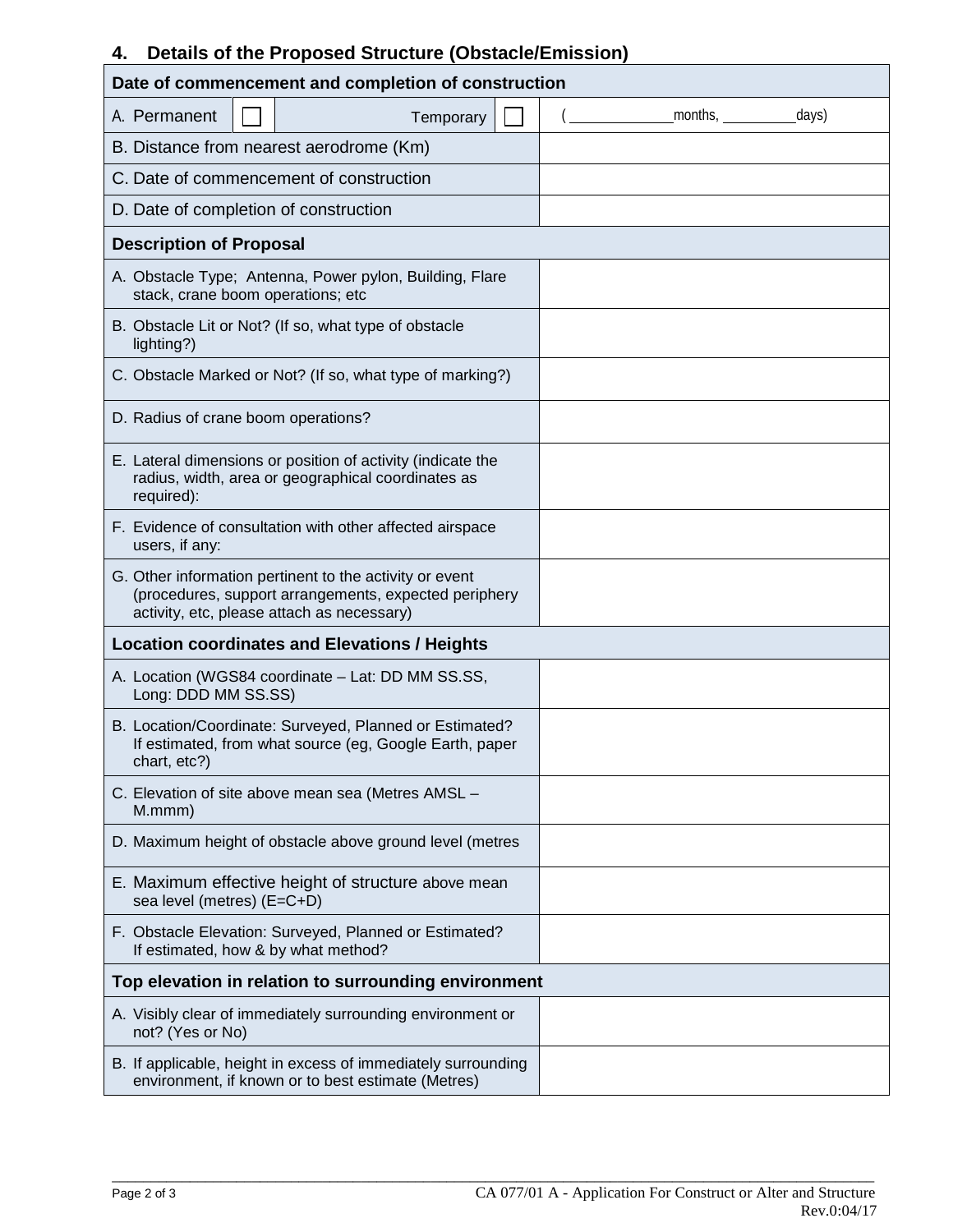## 4. Details of the Proposed Structure (Obstacle/Emission)

| Date of commencement and completion of construction | |
|---|---|
| A. Permanent ☐ Temporary ☐ | ( \_\_\_\_\_\_\_\_\_\_\_\_\_\_months, \_\_\_\_\_\_\_\_\_\_\_days) |
| B. Distance from nearest aerodrome (Km) | |
| C. Date of commencement of construction | |
| D. Date of completion of construction | |
| **Description of Proposal** | |
| A. Obstacle Type; Antenna, Power pylon, Building, Flare stack, crane boom operations; etc | |
| B. Obstacle Lit or Not? (If so, what type of obstacle lighting?) | |
| C. Obstacle Marked or Not? (If so, what type of marking?) | |
| D. Radius of crane boom operations? | |
| E. Lateral dimensions or position of activity (indicate the radius, width, area or geographical coordinates as required): | |
| F. Evidence of consultation with other affected airspace users, if any: | |
| G. Other information pertinent to the activity or event (procedures, support arrangements, expected periphery activity, etc, please attach as necessary) | |
| **Location coordinates and Elevations / Heights** | |
| A. Location (WGS84 coordinate – Lat: DD MM SS.SS, Long: DDD MM SS.SS) | |
| B. Location/Coordinate: Surveyed, Planned or Estimated? If estimated, from what source (eg, Google Earth, paper chart, etc?) | |
| C. Elevation of site above mean sea (Metres AMSL – M.mmm) | |
| D. Maximum height of obstacle above ground level (metres | |
| E. Maximum effective height of structure above mean sea level (metres) (E=C+D) | |
| F. Obstacle Elevation: Surveyed, Planned or Estimated? If estimated, how & by what method? | |
| **Top elevation in relation to surrounding environment** | |
| A. Visibly clear of immediately surrounding environment or not? (Yes or No) | |
| B. If applicable, height in excess of immediately surrounding environment, if known or to best estimate (Metres) | |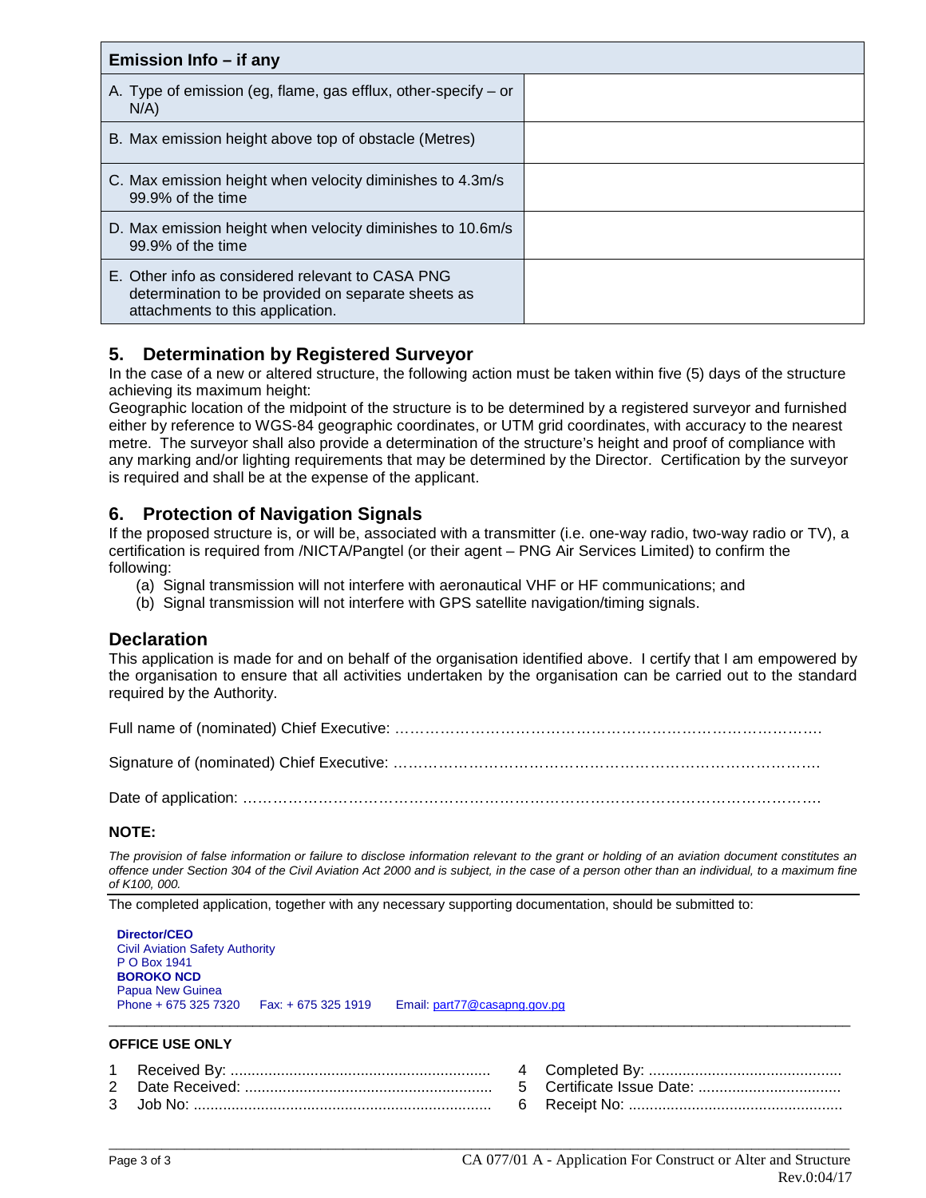| Emission Info – if any | |
|---|---|
| A. Type of emission (eg, flame, gas efflux, other-specify – or N/A) | |
| B. Max emission height above top of obstacle (Metres) | |
| C. Max emission height when velocity diminishes to 4.3m/s 99.9% of the time | |
| D. Max emission height when velocity diminishes to 10.6m/s 99.9% of the time | |
| E. Other info as considered relevant to CASA PNG determination to be provided on separate sheets as attachments to this application. | |

## 5. Determination by Registered Surveyor

In the case of a new or altered structure, the following action must be taken within five (5) days of the structure achieving its maximum height:

Geographic location of the midpoint of the structure is to be determined by a registered surveyor and furnished either by reference to WGS-84 geographic coordinates, or UTM grid coordinates, with accuracy to the nearest metre. The surveyor shall also provide a determination of the structure's height and proof of compliance with any marking and/or lighting requirements that may be determined by the Director. Certification by the surveyor is required and shall be at the expense of the applicant.

## 6. Protection of Navigation Signals

If the proposed structure is, or will be, associated with a transmitter (i.e. one-way radio, two-way radio or TV), a certification is required from /NICTA/Pangtel (or their agent – PNG Air Services Limited) to confirm the following:

(a) Signal transmission will not interfere with aeronautical VHF or HF communications; and
(b) Signal transmission will not interfere with GPS satellite navigation/timing signals.

## Declaration

This application is made for and on behalf of the organisation identified above. I certify that I am empowered by the organisation to ensure that all activities undertaken by the organisation can be carried out to the standard required by the Authority.

Full name of (nominated) Chief Executive: ……………………………………………………………………………

Signature of (nominated) Chief Executive: ……………………………………………………………………………

Date of application: ………………………………………………………………………………………………………

**NOTE:**

*The provision of false information or failure to disclose information relevant to the grant or holding of an aviation document constitutes an offence under Section 304 of the Civil Aviation Act 2000 and is subject, in the case of a person other than an individual, to a maximum fine of K100, 000.*

The completed application, together with any necessary supporting documentation, should be submitted to:

**Director/CEO**
Civil Aviation Safety Authority
P O Box 1941
**BOROKO NCD**
Papua New Guinea
Phone + 675 325 7320 Fax: + 675 325 1919 Email: part77@casapng.gov.pg

**OFFICE USE ONLY**

1 Received By: .............................................................
2 Date Received: ..........................................................
3 Job No: ......................................................................
4 Completed By: .............................................
5 Certificate Issue Date: ..................................
6 Receipt No: ...................................................

CA 077/01 A - Application For Construct or Alter and Structure
Rev.0:04/17